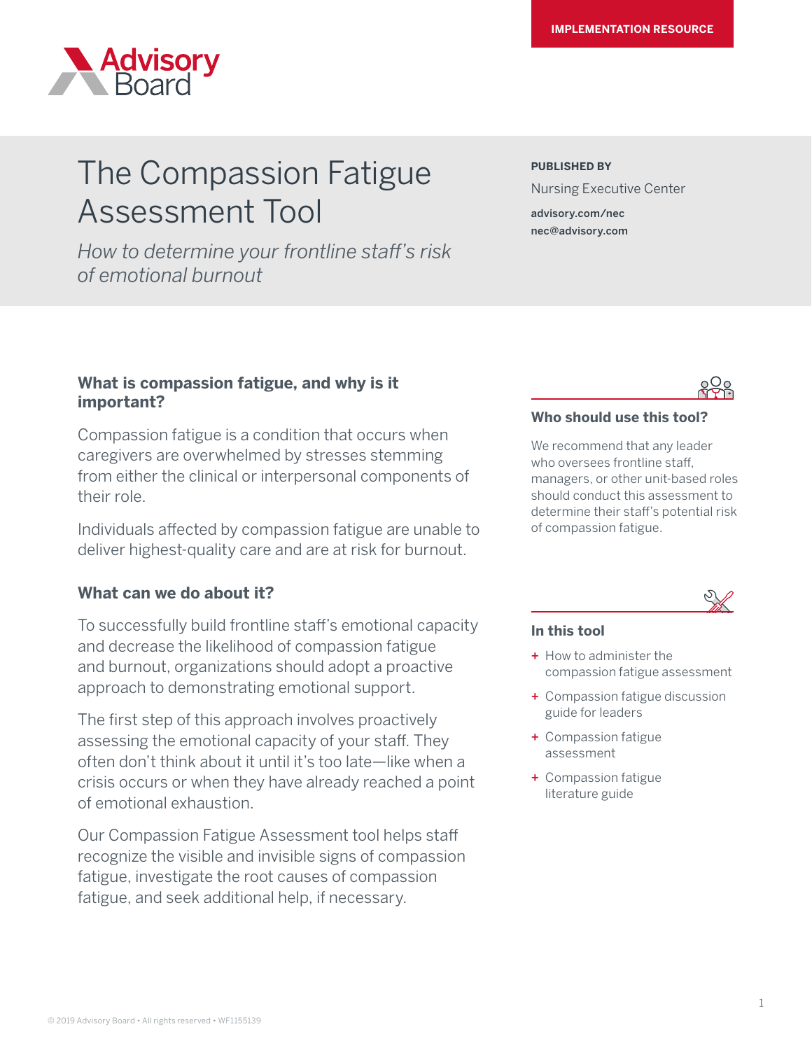IMPLEMENTATION RESOURCE

Advisory Board

# The Compassion Fatigue Assessment Tool

*How to determine your frontline staff's risk of emotional burnout*

**PUBLISHED BY**

Nursing Executive Center

**advisory.com/nec**
**nec@advisory.com**

### What is compassion fatigue, and why is it important?

Compassion fatigue is a condition that occurs when caregivers are overwhelmed by stresses stemming from either the clinical or interpersonal components of their role.

Individuals affected by compassion fatigue are unable to deliver highest-quality care and are at risk for burnout.

### What can we do about it?

To successfully build frontline staff's emotional capacity and decrease the likelihood of compassion fatigue and burnout, organizations should adopt a proactive approach to demonstrating emotional support.

The first step of this approach involves proactively assessing the emotional capacity of your staff. They often don't think about it until it's too late—like when a crisis occurs or when they have already reached a point of emotional exhaustion.

Our Compassion Fatigue Assessment tool helps staff recognize the visible and invisible signs of compassion fatigue, investigate the root causes of compassion fatigue, and seek additional help, if necessary.

### Who should use this tool?

We recommend that any leader who oversees frontline staff, managers, or other unit-based roles should conduct this assessment to determine their staff's potential risk of compassion fatigue.

### In this tool

- How to administer the compassion fatigue assessment
- Compassion fatigue discussion guide for leaders
- Compassion fatigue assessment
- Compassion fatigue literature guide

© 2019 Advisory Board • All rights reserved • WF1155139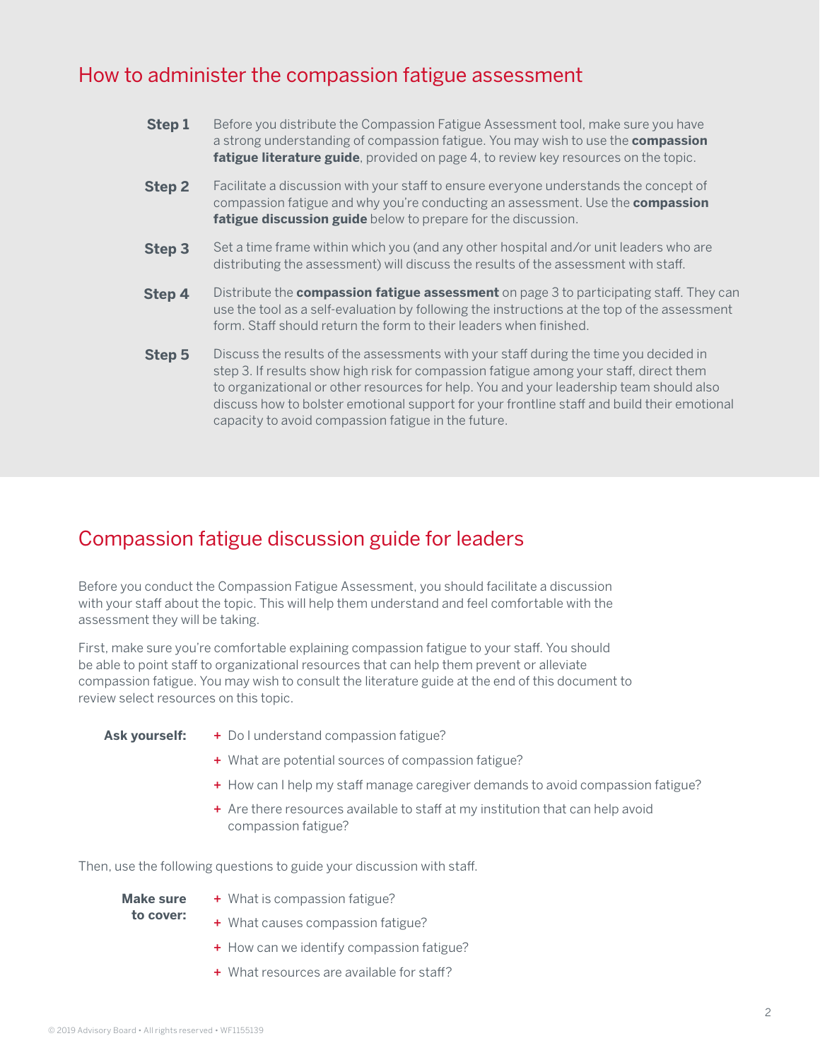## How to administer the compassion fatigue assessment

**Step 1** Before you distribute the Compassion Fatigue Assessment tool, make sure you have a strong understanding of compassion fatigue. You may wish to use the **compassion fatigue literature guide**, provided on page 4, to review key resources on the topic.

**Step 2** Facilitate a discussion with your staff to ensure everyone understands the concept of compassion fatigue and why you're conducting an assessment. Use the **compassion fatigue discussion guide** below to prepare for the discussion.

**Step 3** Set a time frame within which you (and any other hospital and/or unit leaders who are distributing the assessment) will discuss the results of the assessment with staff.

**Step 4** Distribute the **compassion fatigue assessment** on page 3 to participating staff. They can use the tool as a self-evaluation by following the instructions at the top of the assessment form. Staff should return the form to their leaders when finished.

**Step 5** Discuss the results of the assessments with your staff during the time you decided in step 3. If results show high risk for compassion fatigue among your staff, direct them to organizational or other resources for help. You and your leadership team should also discuss how to bolster emotional support for your frontline staff and build their emotional capacity to avoid compassion fatigue in the future.

## Compassion fatigue discussion guide for leaders

Before you conduct the Compassion Fatigue Assessment, you should facilitate a discussion with your staff about the topic. This will help them understand and feel comfortable with the assessment they will be taking.

First, make sure you're comfortable explaining compassion fatigue to your staff. You should be able to point staff to organizational resources that can help them prevent or alleviate compassion fatigue. You may wish to consult the literature guide at the end of this document to review select resources on this topic.

**Ask yourself:**

+ Do I understand compassion fatigue?
+ What are potential sources of compassion fatigue?
+ How can I help my staff manage caregiver demands to avoid compassion fatigue?
+ Are there resources available to staff at my institution that can help avoid compassion fatigue?

Then, use the following questions to guide your discussion with staff.

**Make sure to cover:**

+ What is compassion fatigue?
+ What causes compassion fatigue?
+ How can we identify compassion fatigue?
+ What resources are available for staff?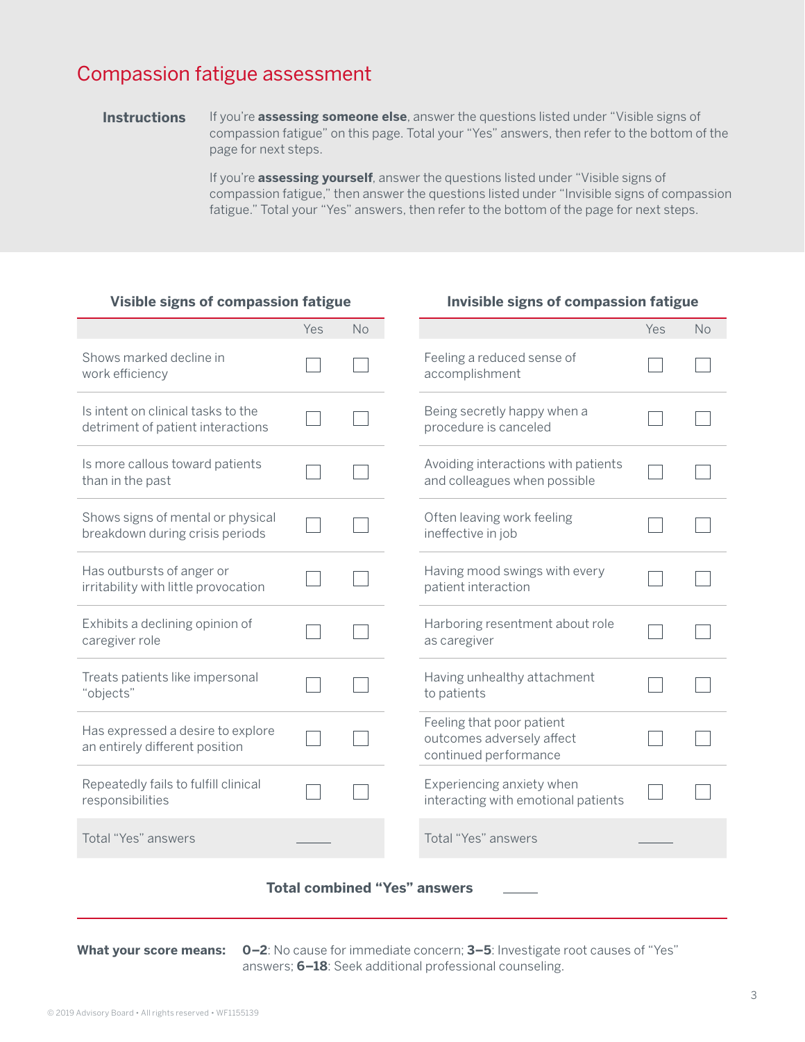## Compassion fatigue assessment

**Instructions**

If you're **assessing someone else**, answer the questions listed under "Visible signs of compassion fatigue" on this page. Total your "Yes" answers, then refer to the bottom of the page for next steps.

If you're **assessing yourself**, answer the questions listed under "Visible signs of compassion fatigue," then answer the questions listed under "Invisible signs of compassion fatigue." Total your "Yes" answers, then refer to the bottom of the page for next steps.

### Visible signs of compassion fatigue

| | Yes | No |
|---|---|---|
| Shows marked decline in work efficiency | ☐ | ☐ |
| Is intent on clinical tasks to the detriment of patient interactions | ☐ | ☐ |
| Is more callous toward patients than in the past | ☐ | ☐ |
| Shows signs of mental or physical breakdown during crisis periods | ☐ | ☐ |
| Has outbursts of anger or irritability with little provocation | ☐ | ☐ |
| Exhibits a declining opinion of caregiver role | ☐ | ☐ |
| Treats patients like impersonal "objects" | ☐ | ☐ |
| Has expressed a desire to explore an entirely different position | ☐ | ☐ |
| Repeatedly fails to fulfill clinical responsibilities | ☐ | ☐ |
| Total "Yes" answers | _____ | |

### Invisible signs of compassion fatigue

| | Yes | No |
|---|---|---|
| Feeling a reduced sense of accomplishment | ☐ | ☐ |
| Being secretly happy when a procedure is canceled | ☐ | ☐ |
| Avoiding interactions with patients and colleagues when possible | ☐ | ☐ |
| Often leaving work feeling ineffective in job | ☐ | ☐ |
| Having mood swings with every patient interaction | ☐ | ☐ |
| Harboring resentment about role as caregiver | ☐ | ☐ |
| Having unhealthy attachment to patients | ☐ | ☐ |
| Feeling that poor patient outcomes adversely affect continued performance | ☐ | ☐ |
| Experiencing anxiety when interacting with emotional patients | ☐ | ☐ |
| Total "Yes" answers | _____ | |

**Total combined "Yes" answers** _____

**What your score means:** **0–2**: No cause for immediate concern; **3–5**: Investigate root causes of "Yes" answers; **6–18**: Seek additional professional counseling.

© 2019 Advisory Board • All rights reserved • WF1155139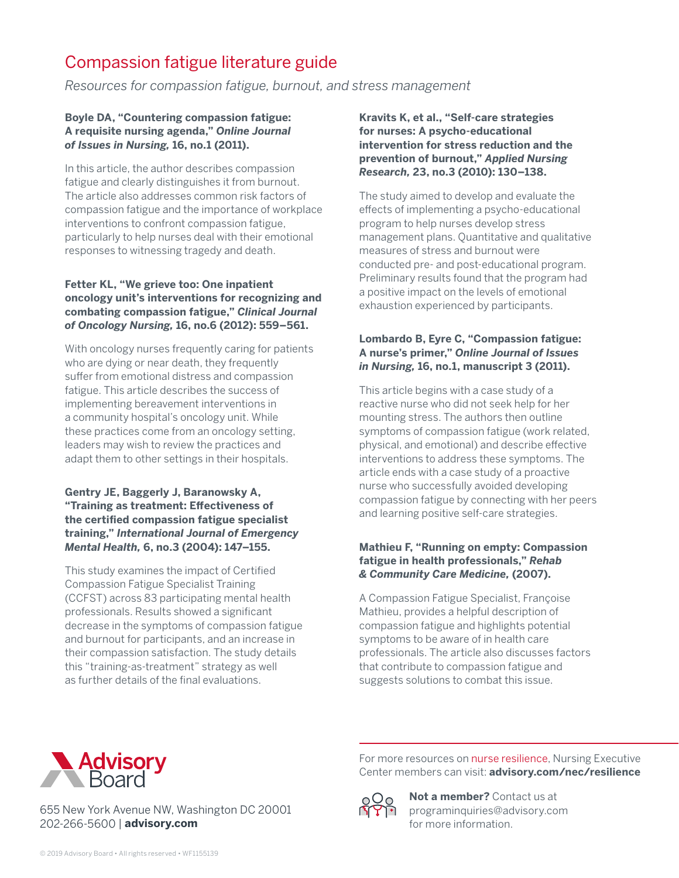# Compassion fatigue literature guide

*Resources for compassion fatigue, burnout, and stress management*

**Boyle DA, "Countering compassion fatigue: A requisite nursing agenda,"** ***Online Journal of Issues in Nursing,*** **16, no.1 (2011).**

In this article, the author describes compassion fatigue and clearly distinguishes it from burnout. The article also addresses common risk factors of compassion fatigue and the importance of workplace interventions to confront compassion fatigue, particularly to help nurses deal with their emotional responses to witnessing tragedy and death.

**Fetter KL, "We grieve too: One inpatient oncology unit's interventions for recognizing and combating compassion fatigue,"** ***Clinical Journal of Oncology Nursing,*** **16, no.6 (2012): 559–561.**

With oncology nurses frequently caring for patients who are dying or near death, they frequently suffer from emotional distress and compassion fatigue. This article describes the success of implementing bereavement interventions in a community hospital's oncology unit. While these practices come from an oncology setting, leaders may wish to review the practices and adapt them to other settings in their hospitals.

**Gentry JE, Baggerly J, Baranowsky A, "Training as treatment: Effectiveness of the certified compassion fatigue specialist training,"** ***International Journal of Emergency Mental Health,*** **6, no.3 (2004): 147–155.**

This study examines the impact of Certified Compassion Fatigue Specialist Training (CCFST) across 83 participating mental health professionals. Results showed a significant decrease in the symptoms of compassion fatigue and burnout for participants, and an increase in their compassion satisfaction. The study details this "training-as-treatment" strategy as well as further details of the final evaluations.

**Kravits K, et al., "Self-care strategies for nurses: A psycho-educational intervention for stress reduction and the prevention of burnout,"** ***Applied Nursing Research,*** **23, no.3 (2010): 130–138.**

The study aimed to develop and evaluate the effects of implementing a psycho-educational program to help nurses develop stress management plans. Quantitative and qualitative measures of stress and burnout were conducted pre- and post-educational program. Preliminary results found that the program had a positive impact on the levels of emotional exhaustion experienced by participants.

**Lombardo B, Eyre C, "Compassion fatigue: A nurse's primer,"** ***Online Journal of Issues in Nursing,*** **16, no.1, manuscript 3 (2011).**

This article begins with a case study of a reactive nurse who did not seek help for her mounting stress. The authors then outline symptoms of compassion fatigue (work related, physical, and emotional) and describe effective interventions to address these symptoms. The article ends with a case study of a proactive nurse who successfully avoided developing compassion fatigue by connecting with her peers and learning positive self-care strategies.

**Mathieu F, "Running on empty: Compassion fatigue in health professionals,"** ***Rehab & Community Care Medicine,*** **(2007).**

A Compassion Fatigue Specialist, Françoise Mathieu, provides a helpful description of compassion fatigue and highlights potential symptoms to be aware of in health care professionals. The article also discusses factors that contribute to compassion fatigue and suggests solutions to combat this issue.

Advisory Board

655 New York Avenue NW, Washington DC 20001
202-266-5600 | **advisory.com**

For more resources on nurse resilience, Nursing Executive Center members can visit: **advisory.com/nec/resilience**

**Not a member?** Contact us at programinquiries@advisory.com for more information.

© 2019 Advisory Board • All rights reserved • WF1155139